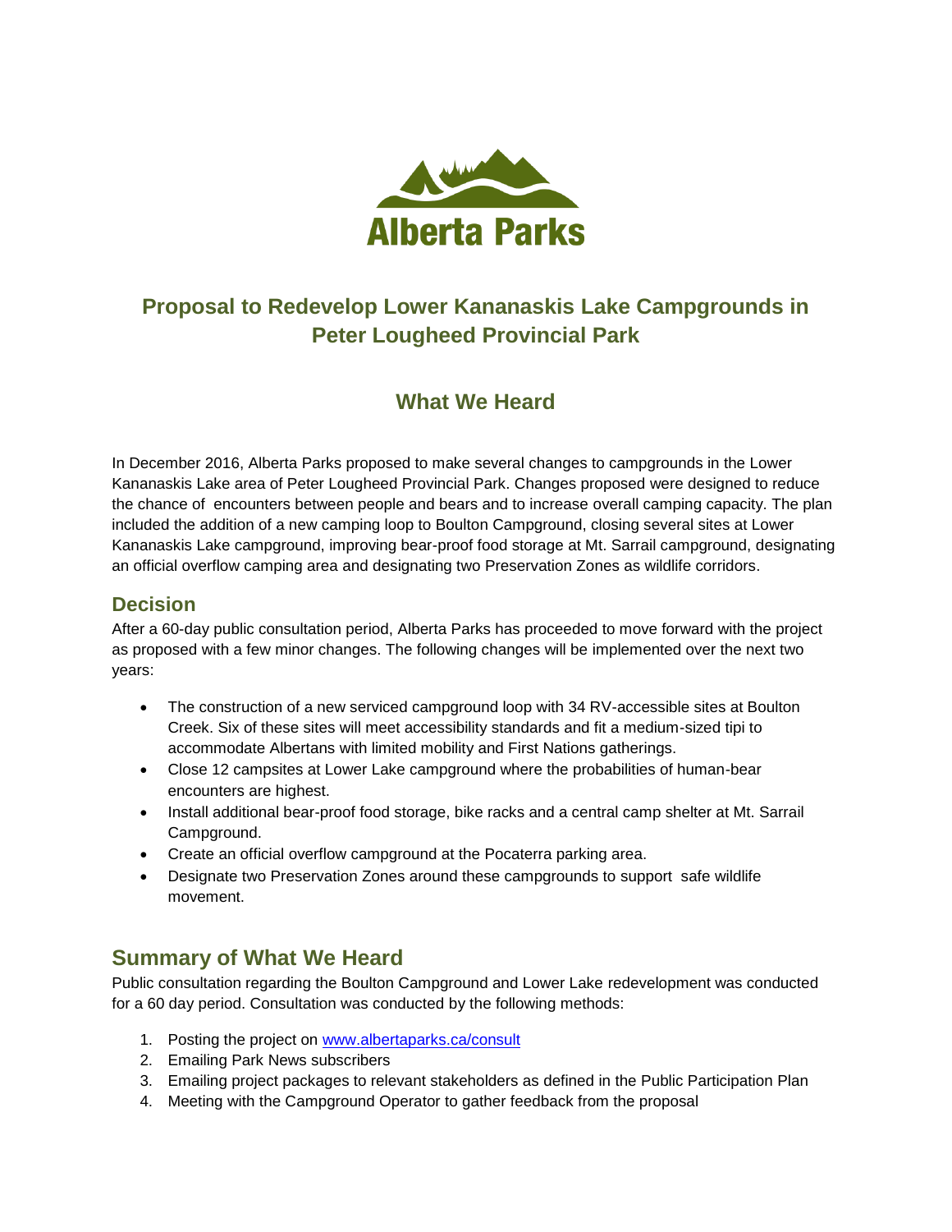Alberta Parks

# Proposal to Redevelop Lower Kananaskis Lake Campgrounds in Peter Lougheed Provincial Park

## What We Heard

In December 2016, Alberta Parks proposed to make several changes to campgrounds in the Lower Kananaskis Lake area of Peter Lougheed Provincial Park. Changes proposed were designed to reduce the chance of encounters between people and bears and to increase overall camping capacity. The plan included the addition of a new camping loop to Boulton Campground, closing several sites at Lower Kananaskis Lake campground, improving bear-proof food storage at Mt. Sarrail campground, designating an official overflow camping area and designating two Preservation Zones as wildlife corridors.

### Decision

After a 60-day public consultation period, Alberta Parks has proceeded to move forward with the project as proposed with a few minor changes. The following changes will be implemented over the next two years:

- The construction of a new serviced campground loop with 34 RV-accessible sites at Boulton Creek. Six of these sites will meet accessibility standards and fit a medium-sized tipi to accommodate Albertans with limited mobility and First Nations gatherings.
- Close 12 campsites at Lower Lake campground where the probabilities of human-bear encounters are highest.
- Install additional bear-proof food storage, bike racks and a central camp shelter at Mt. Sarrail Campground.
- Create an official overflow campground at the Pocaterra parking area.
- Designate two Preservation Zones around these campgrounds to support safe wildlife movement.

## Summary of What We Heard

Public consultation regarding the Boulton Campground and Lower Lake redevelopment was conducted for a 60 day period. Consultation was conducted by the following methods:

1. Posting the project on www.albertaparks.ca/consult
2. Emailing Park News subscribers
3. Emailing project packages to relevant stakeholders as defined in the Public Participation Plan
4. Meeting with the Campground Operator to gather feedback from the proposal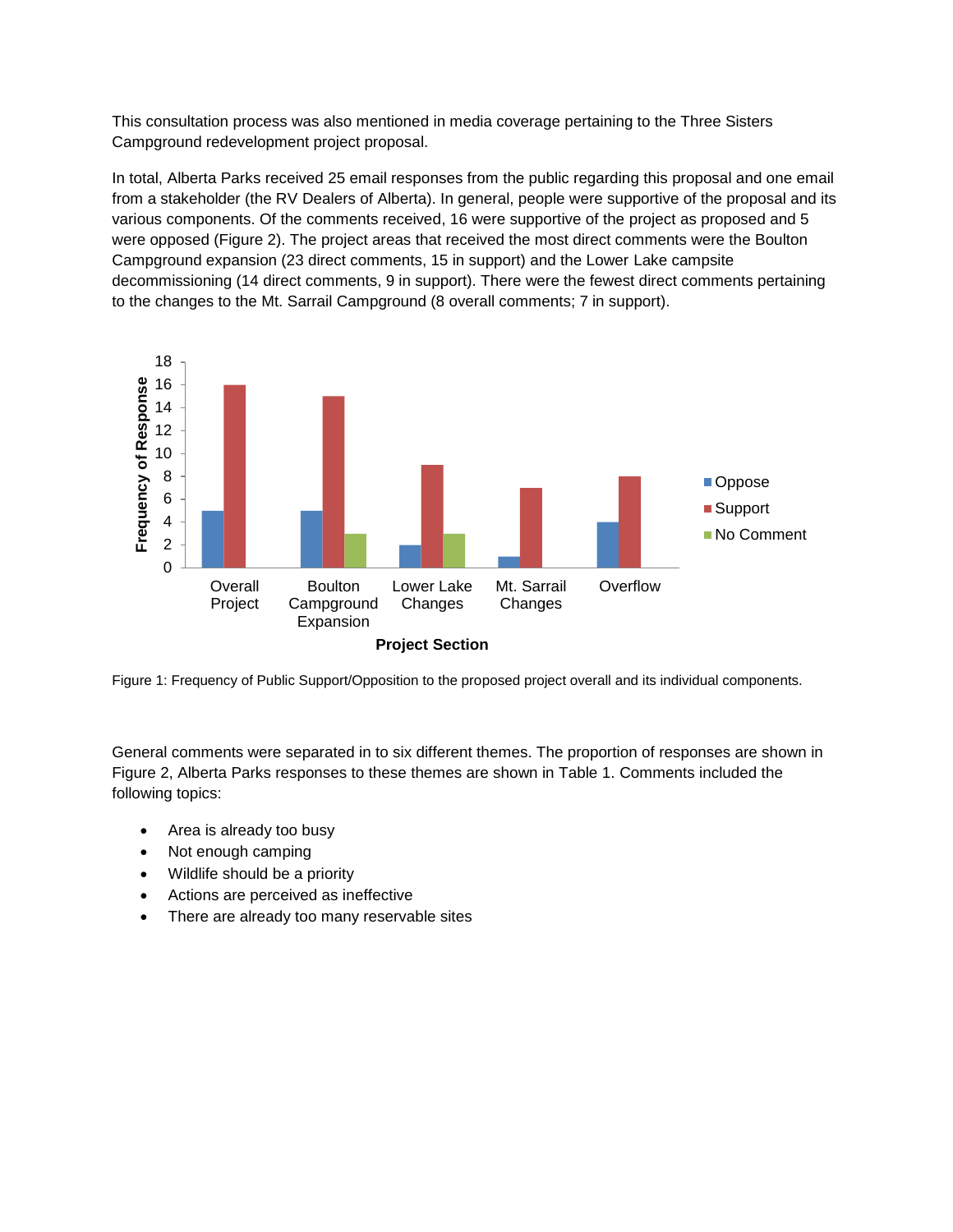This consultation process was also mentioned in media coverage pertaining to the Three Sisters Campground redevelopment project proposal.

In total, Alberta Parks received 25 email responses from the public regarding this proposal and one email from a stakeholder (the RV Dealers of Alberta). In general, people were supportive of the proposal and its various components. Of the comments received, 16 were supportive of the project as proposed and 5 were opposed (Figure 2). The project areas that received the most direct comments were the Boulton Campground expansion (23 direct comments, 15 in support) and the Lower Lake campsite decommissioning (14 direct comments, 9 in support). There were the fewest direct comments pertaining to the changes to the Mt. Sarrail Campground (8 overall comments; 7 in support).

Figure 1: Frequency of Public Support/Opposition to the proposed project overall and its individual components.

General comments were separated in to six different themes. The proportion of responses are shown in Figure 2, Alberta Parks responses to these themes are shown in Table 1. Comments included the following topics:

- Area is already too busy
- Not enough camping
- Wildlife should be a priority
- Actions are perceived as ineffective
- There are already too many reservable sites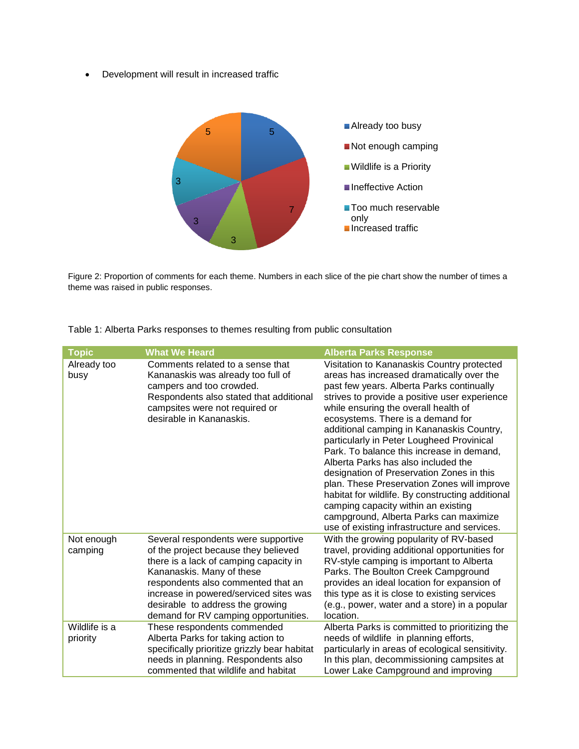- Development will result in increased traffic

Figure 2: Proportion of comments for each theme. Numbers in each slice of the pie chart show the number of times a theme was raised in public responses.

Table 1: Alberta Parks responses to themes resulting from public consultation

| Topic | What We Heard | Alberta Parks Response |
|---|---|---|
| Already too busy | Comments related to a sense that Kananaskis was already too full of campers and too crowded. Respondents also stated that additional campsites were not required or desirable in Kananaskis. | Visitation to Kananaskis Country protected areas has increased dramatically over the past few years. Alberta Parks continually strives to provide a positive user experience while ensuring the overall health of ecosystems. There is a demand for additional camping in Kananaskis Country, particularly in Peter Lougheed Provincial Park. To balance this increase in demand, Alberta Parks has also included the designation of Preservation Zones in this plan. These Preservation Zones will improve habitat for wildlife. By constructing additional camping capacity within an existing campground, Alberta Parks can maximize use of existing infrastructure and services. |
| Not enough camping | Several respondents were supportive of the project because they believed there is a lack of camping capacity in Kananaskis. Many of these respondents also commented that an increase in powered/serviced sites was desirable to address the growing demand for RV camping opportunities. | With the growing popularity of RV-based travel, providing additional opportunities for RV-style camping is important to Alberta Parks. The Boulton Creek Campground provides an ideal location for expansion of this type as it is close to existing services (e.g., power, water and a store) in a popular location. |
| Wildlife is a priority | These respondents commended Alberta Parks for taking action to specifically prioritize grizzly bear habitat needs in planning. Respondents also commented that wildlife and habitat | Alberta Parks is committed to prioritizing the needs of wildlife in planning efforts, particularly in areas of ecological sensitivity. In this plan, decommissioning campsites at Lower Lake Campground and improving |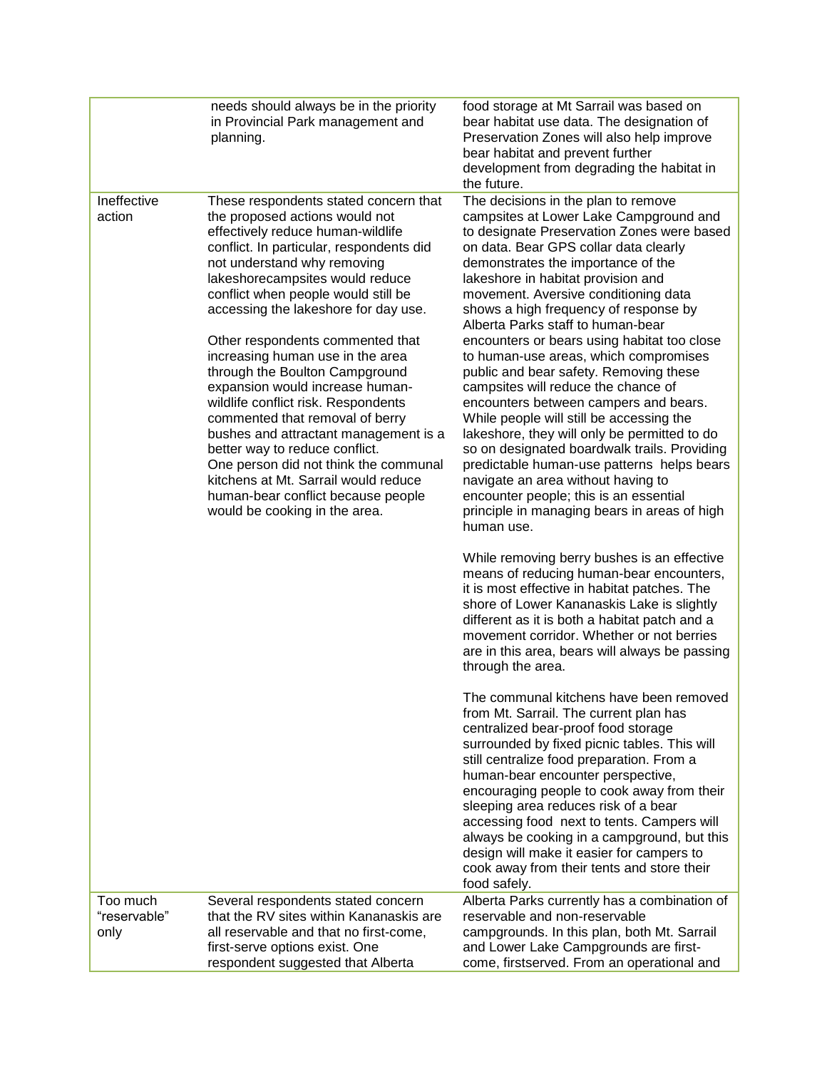| | | |
|---|---|---|
| | needs should always be in the priority in Provincial Park management and planning. | food storage at Mt Sarrail was based on bear habitat use data. The designation of Preservation Zones will also help improve bear habitat and prevent further development from degrading the habitat in the future. |
| Ineffective action | These respondents stated concern that the proposed actions would not effectively reduce human-wildlife conflict. In particular, respondents did not understand why removing lakeshorecampsites would reduce conflict when people would still be accessing the lakeshore for day use.<br><br>Other respondents commented that increasing human use in the area through the Boulton Campground expansion would increase human-wildlife conflict risk. Respondents commented that removal of berry bushes and attractant management is a better way to reduce conflict. One person did not think the communal kitchens at Mt. Sarrail would reduce human-bear conflict because people would be cooking in the area. | The decisions in the plan to remove campsites at Lower Lake Campground and to designate Preservation Zones were based on data. Bear GPS collar data clearly demonstrates the importance of the lakeshore in habitat provision and movement. Aversive conditioning data shows a high frequency of response by Alberta Parks staff to human-bear encounters or bears using habitat too close to human-use areas, which compromises public and bear safety. Removing these campsites will reduce the chance of encounters between campers and bears. While people will still be accessing the lakeshore, they will only be permitted to do so on designated boardwalk trails. Providing predictable human-use patterns helps bears navigate an area without having to encounter people; this is an essential principle in managing bears in areas of high human use.<br><br>While removing berry bushes is an effective means of reducing human-bear encounters, it is most effective in habitat patches. The shore of Lower Kananaskis Lake is slightly different as it is both a habitat patch and a movement corridor. Whether or not berries are in this area, bears will always be passing through the area.<br><br>The communal kitchens have been removed from Mt. Sarrail. The current plan has centralized bear-proof food storage surrounded by fixed picnic tables. This will still centralize food preparation. From a human-bear encounter perspective, encouraging people to cook away from their sleeping area reduces risk of a bear accessing food next to tents. Campers will always be cooking in a campground, but this design will make it easier for campers to cook away from their tents and store their food safely. |
| Too much "reservable" only | Several respondents stated concern that the RV sites within Kananaskis are all reservable and that no first-come, first-serve options exist. One respondent suggested that Alberta | Alberta Parks currently has a combination of reservable and non-reservable campgrounds. In this plan, both Mt. Sarrail and Lower Lake Campgrounds are first-come, firstserved. From an operational and |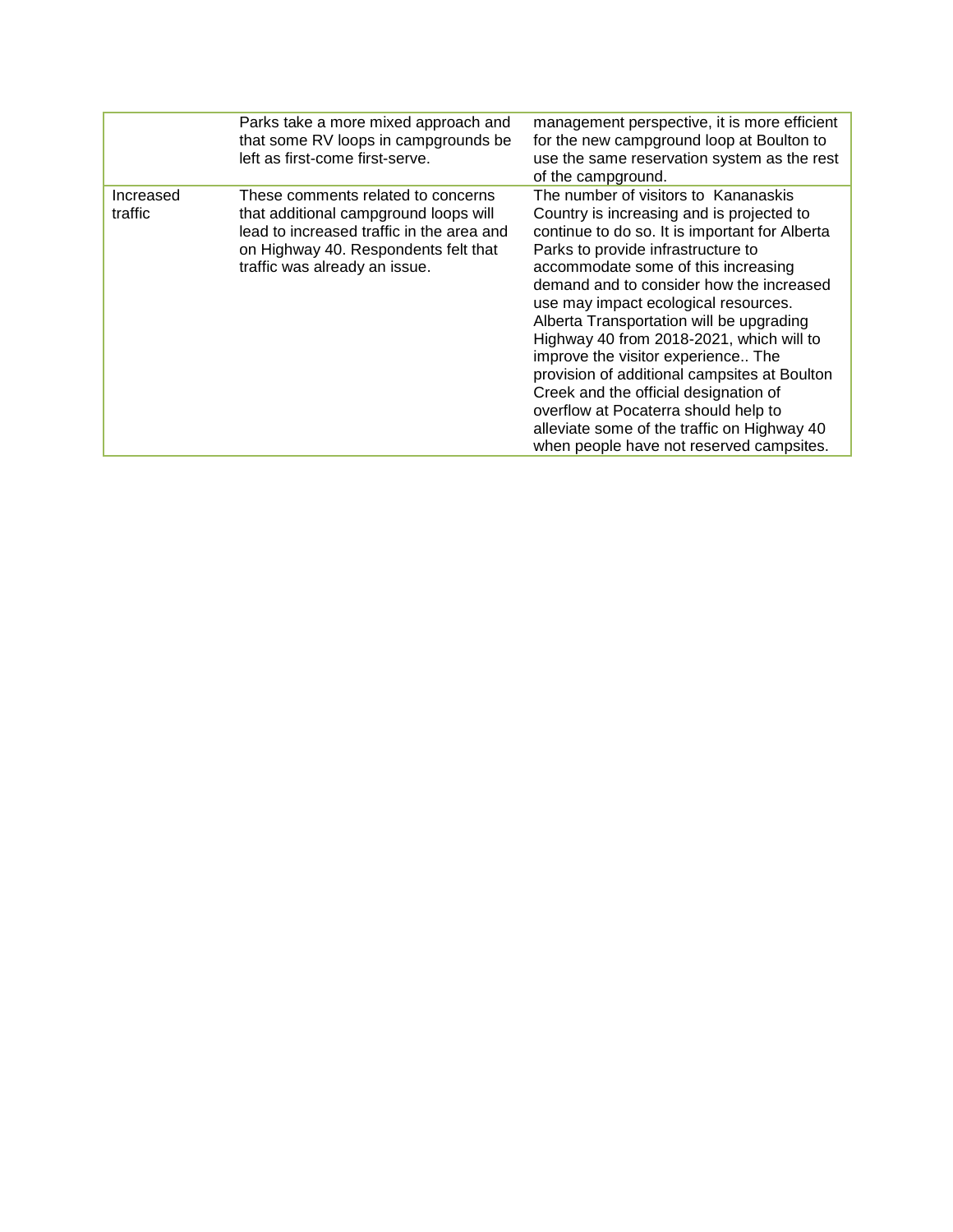| | | |
|---|---|---|
| | Parks take a more mixed approach and that some RV loops in campgrounds be left as first-come first-serve. | management perspective, it is more efficient for the new campground loop at Boulton to use the same reservation system as the rest of the campground. |
| Increased traffic | These comments related to concerns that additional campground loops will lead to increased traffic in the area and on Highway 40. Respondents felt that traffic was already an issue. | The number of visitors to Kananaskis Country is increasing and is projected to continue to do so. It is important for Alberta Parks to provide infrastructure to accommodate some of this increasing demand and to consider how the increased use may impact ecological resources. Alberta Transportation will be upgrading Highway 40 from 2018-2021, which will to improve the visitor experience.. The provision of additional campsites at Boulton Creek and the official designation of overflow at Pocaterra should help to alleviate some of the traffic on Highway 40 when people have not reserved campsites. |